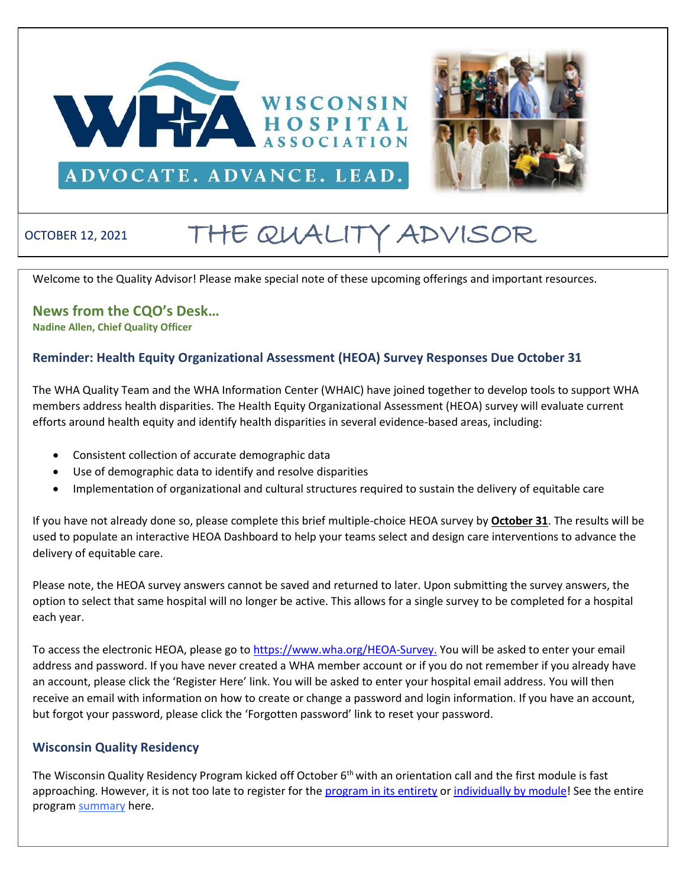WISCONSIN HOSPITAL ASSOCIATION

ADVOCATE. ADVANCE. LEAD.

OCTOBER 12, 2021

# THE QUALITY ADVISOR

Welcome to the Quality Advisor! Please make special note of these upcoming offerings and important resources.

## News from the CQO's Desk…

**Nadine Allen, Chief Quality Officer**

### Reminder: Health Equity Organizational Assessment (HEOA) Survey Responses Due October 31

The WHA Quality Team and the WHA Information Center (WHAIC) have joined together to develop tools to support WHA members address health disparities. The Health Equity Organizational Assessment (HEOA) survey will evaluate current efforts around health equity and identify health disparities in several evidence-based areas, including:

- Consistent collection of accurate demographic data
- Use of demographic data to identify and resolve disparities
- Implementation of organizational and cultural structures required to sustain the delivery of equitable care

If you have not already done so, please complete this brief multiple-choice HEOA survey by **October 31**. The results will be used to populate an interactive HEOA Dashboard to help your teams select and design care interventions to advance the delivery of equitable care.

Please note, the HEOA survey answers cannot be saved and returned to later. Upon submitting the survey answers, the option to select that same hospital will no longer be active. This allows for a single survey to be completed for a hospital each year.

To access the electronic HEOA, please go to https://www.wha.org/HEOA-Survey. You will be asked to enter your email address and password. If you have never created a WHA member account or if you do not remember if you already have an account, please click the 'Register Here' link. You will be asked to enter your hospital email address. You will then receive an email with information on how to create or change a password and login information. If you have an account, but forgot your password, please click the 'Forgotten password' link to reset your password.

### Wisconsin Quality Residency

The Wisconsin Quality Residency Program kicked off October 6th with an orientation call and the first module is fast approaching. However, it is not too late to register for the program in its entirety or individually by module! See the entire program summary here.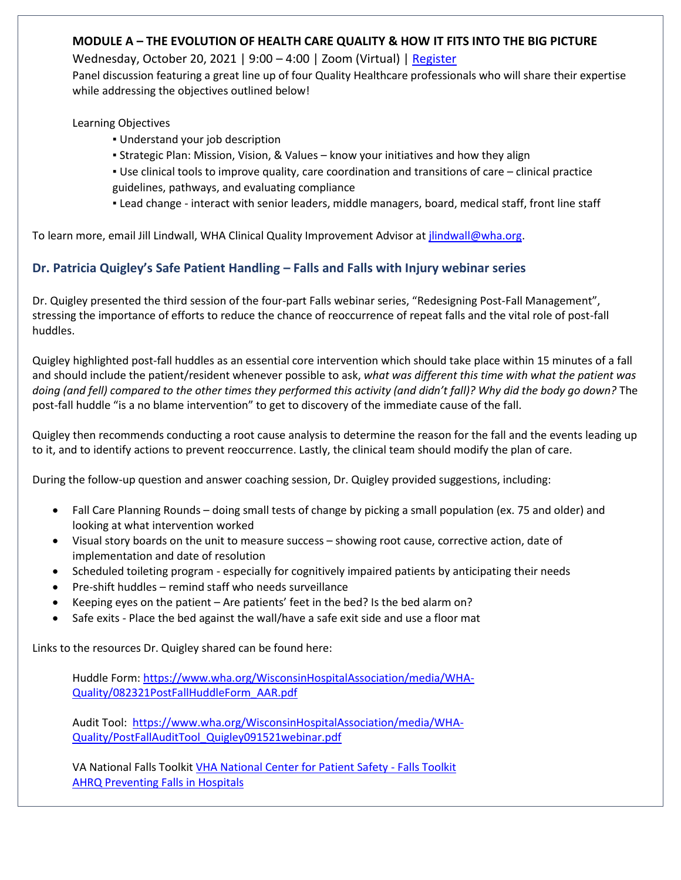**MODULE A – THE EVOLUTION OF HEALTH CARE QUALITY & HOW IT FITS INTO THE BIG PICTURE**

Wednesday, October 20, 2021 | 9:00 – 4:00 | Zoom (Virtual) | Register

Panel discussion featuring a great line up of four Quality Healthcare professionals who will share their expertise while addressing the objectives outlined below!

Learning Objectives

- Understand your job description
- Strategic Plan: Mission, Vision, & Values – know your initiatives and how they align
- Use clinical tools to improve quality, care coordination and transitions of care – clinical practice guidelines, pathways, and evaluating compliance
- Lead change - interact with senior leaders, middle managers, board, medical staff, front line staff

To learn more, email Jill Lindwall, WHA Clinical Quality Improvement Advisor at jlindwall@wha.org.

## Dr. Patricia Quigley's Safe Patient Handling – Falls and Falls with Injury webinar series

Dr. Quigley presented the third session of the four-part Falls webinar series, "Redesigning Post-Fall Management", stressing the importance of efforts to reduce the chance of reoccurrence of repeat falls and the vital role of post-fall huddles.

Quigley highlighted post-fall huddles as an essential core intervention which should take place within 15 minutes of a fall and should include the patient/resident whenever possible to ask, *what was different this time with what the patient was doing (and fell) compared to the other times they performed this activity (and didn't fall)? Why did the body go down?* The post-fall huddle "is a no blame intervention" to get to discovery of the immediate cause of the fall.

Quigley then recommends conducting a root cause analysis to determine the reason for the fall and the events leading up to it, and to identify actions to prevent reoccurrence. Lastly, the clinical team should modify the plan of care.

During the follow-up question and answer coaching session, Dr. Quigley provided suggestions, including:

- Fall Care Planning Rounds – doing small tests of change by picking a small population (ex. 75 and older) and looking at what intervention worked
- Visual story boards on the unit to measure success – showing root cause, corrective action, date of implementation and date of resolution
- Scheduled toileting program - especially for cognitively impaired patients by anticipating their needs
- Pre-shift huddles – remind staff who needs surveillance
- Keeping eyes on the patient – Are patients' feet in the bed? Is the bed alarm on?
- Safe exits - Place the bed against the wall/have a safe exit side and use a floor mat

Links to the resources Dr. Quigley shared can be found here:

Huddle Form: https://www.wha.org/WisconsinHospitalAssociation/media/WHA-Quality/082321PostFallHuddleForm_AAR.pdf

Audit Tool: https://www.wha.org/WisconsinHospitalAssociation/media/WHA-Quality/PostFallAuditTool_Quigley091521webinar.pdf

VA National Falls Toolkit VHA National Center for Patient Safety - Falls Toolkit
AHRQ Preventing Falls in Hospitals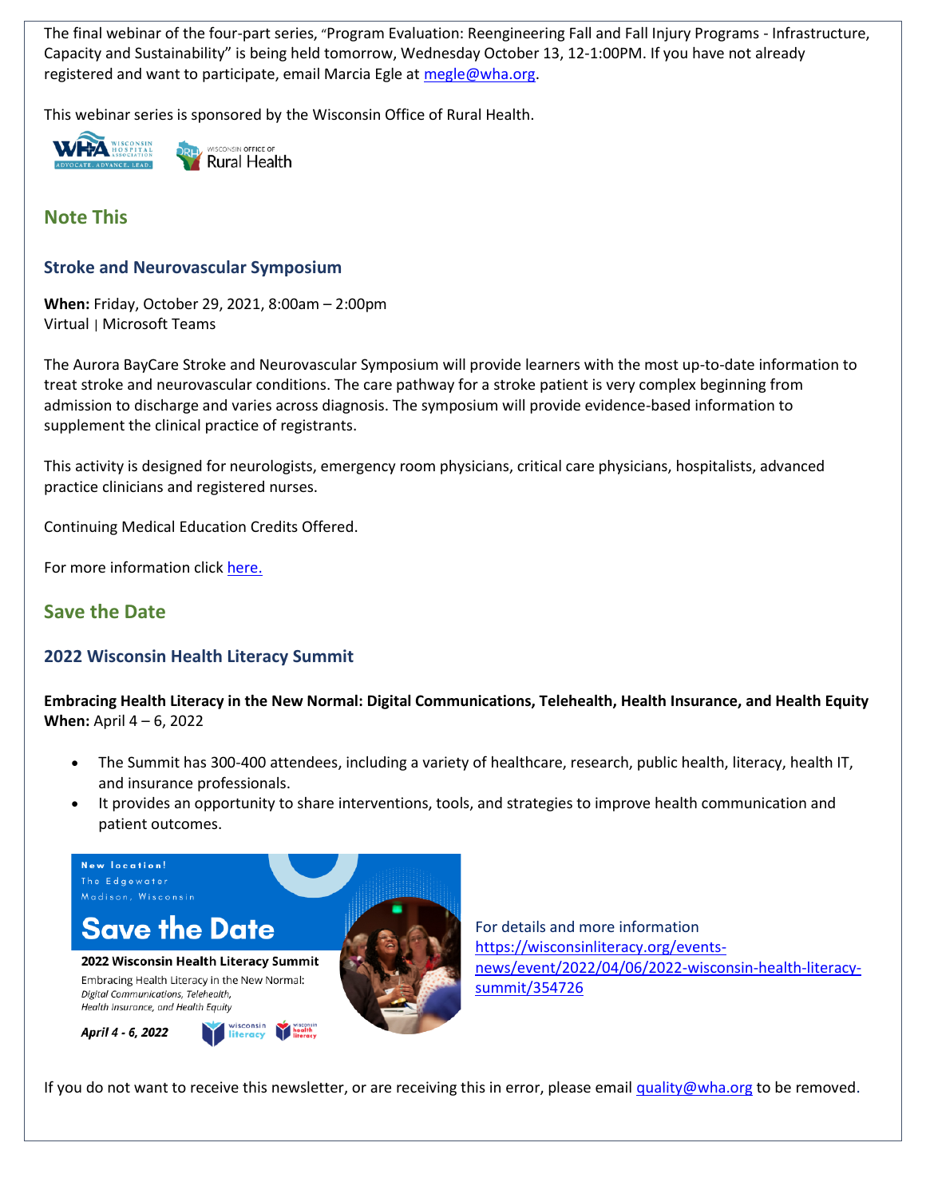The final webinar of the four-part series, "Program Evaluation: Reengineering Fall and Fall Injury Programs - Infrastructure, Capacity and Sustainability" is being held tomorrow, Wednesday October 13, 12-1:00PM. If you have not already registered and want to participate, email Marcia Egle at megle@wha.org.

This webinar series is sponsored by the Wisconsin Office of Rural Health.

## Note This

### Stroke and Neurovascular Symposium

**When:** Friday, October 29, 2021, 8:00am – 2:00pm
Virtual | Microsoft Teams

The Aurora BayCare Stroke and Neurovascular Symposium will provide learners with the most up-to-date information to treat stroke and neurovascular conditions. The care pathway for a stroke patient is very complex beginning from admission to discharge and varies across diagnosis. The symposium will provide evidence-based information to supplement the clinical practice of registrants.

This activity is designed for neurologists, emergency room physicians, critical care physicians, hospitalists, advanced practice clinicians and registered nurses.

Continuing Medical Education Credits Offered.

For more information click here.

## Save the Date

### 2022 Wisconsin Health Literacy Summit

**Embracing Health Literacy in the New Normal: Digital Communications, Telehealth, Health Insurance, and Health Equity**
**When:** April 4 – 6, 2022

- The Summit has 300-400 attendees, including a variety of healthcare, research, public health, literacy, health IT, and insurance professionals.
- It provides an opportunity to share interventions, tools, and strategies to improve health communication and patient outcomes.

For details and more information https://wisconsinliteracy.org/events-news/event/2022/04/06/2022-wisconsin-health-literacy-summit/354726

If you do not want to receive this newsletter, or are receiving this in error, please email quality@wha.org to be removed.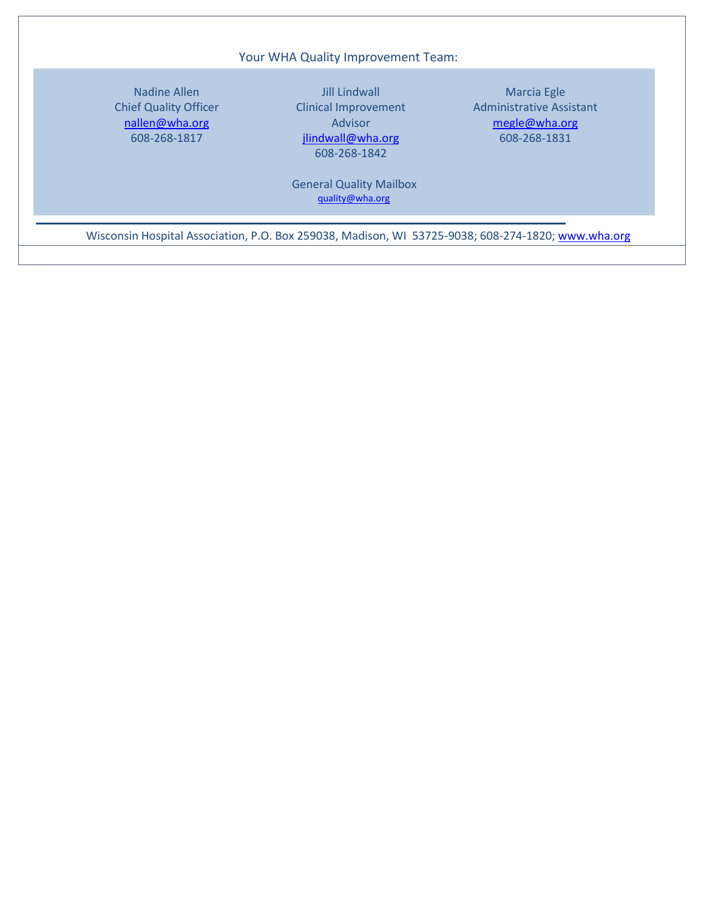Your WHA Quality Improvement Team:

Nadine Allen
Chief Quality Officer
nallen@wha.org
608-268-1817

Jill Lindwall
Clinical Improvement Advisor
jlindwall@wha.org
608-268-1842

Marcia Egle
Administrative Assistant
megle@wha.org
608-268-1831

General Quality Mailbox
quality@wha.org

---

Wisconsin Hospital Association, P.O. Box 259038, Madison, WI 53725-9038; 608-274-1820; www.wha.org